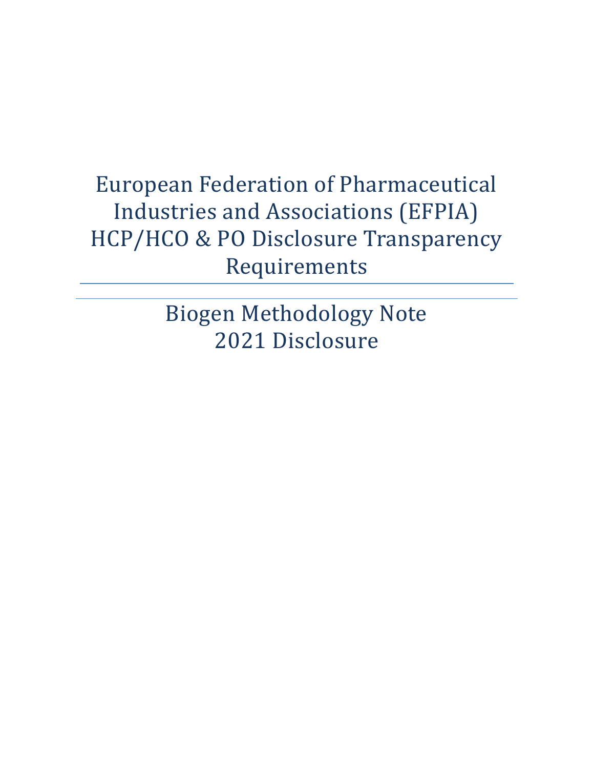# European Federation of Pharmaceutical Industries and Associations (EFPIA) HCP/HCO & PO Disclosure Transparency Requirements

---

## Biogen Methodology Note
## 2021 Disclosure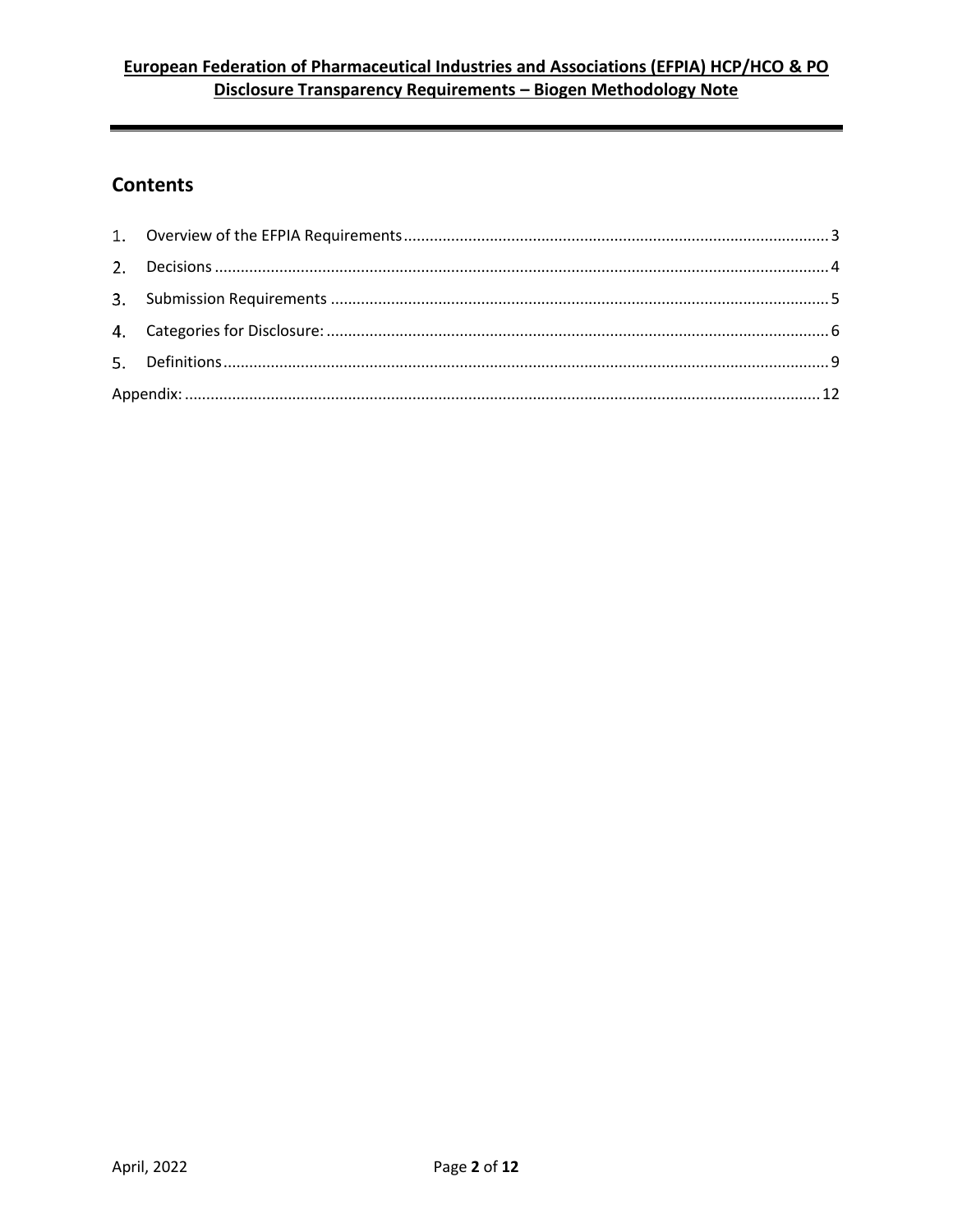## Contents

1. Overview of the EFPIA Requirements .......... 3
2. Decisions .......... 4
3. Submission Requirements .......... 5
4. Categories for Disclosure: .......... 6
5. Definitions .......... 9

Appendix: .......... 12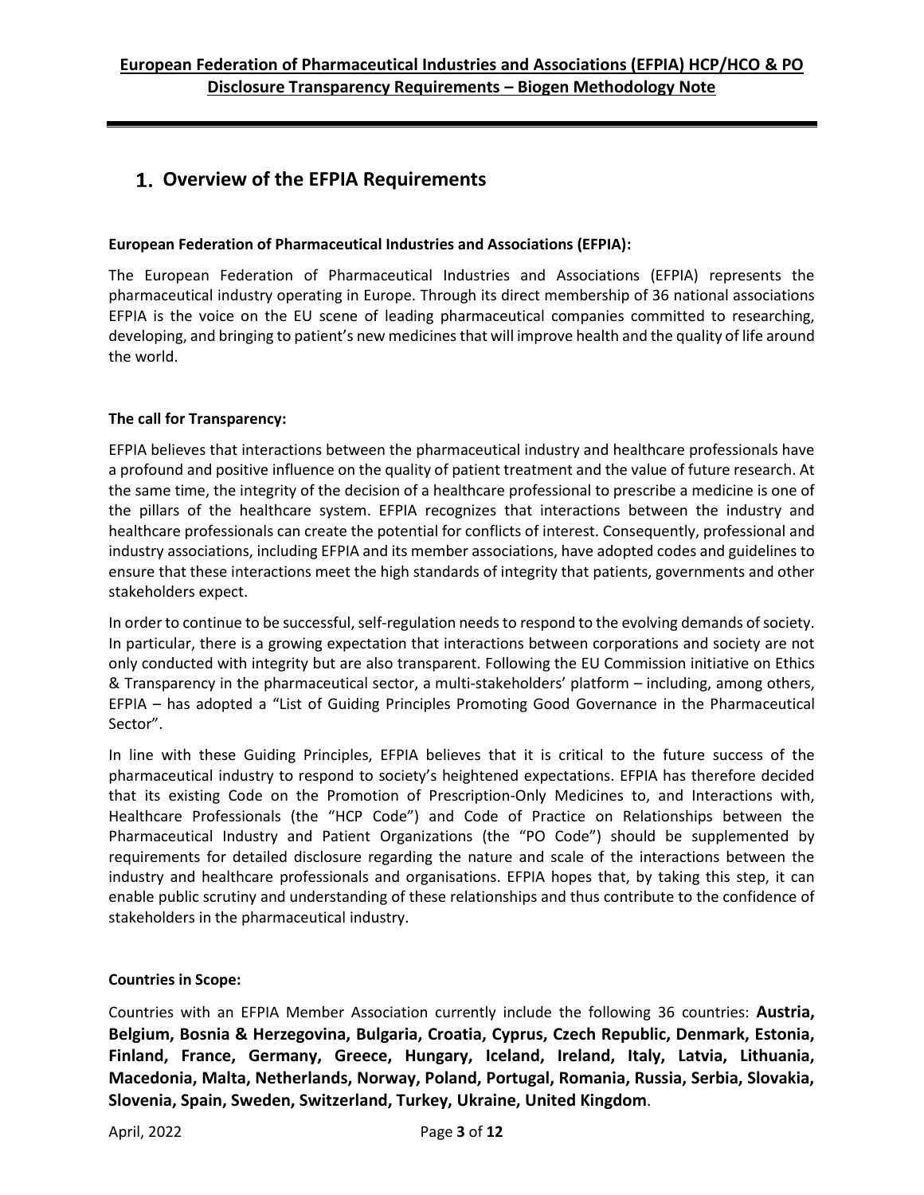## 1. Overview of the EFPIA Requirements

**European Federation of Pharmaceutical Industries and Associations (EFPIA):**

The European Federation of Pharmaceutical Industries and Associations (EFPIA) represents the pharmaceutical industry operating in Europe. Through its direct membership of 36 national associations EFPIA is the voice on the EU scene of leading pharmaceutical companies committed to researching, developing, and bringing to patient's new medicines that will improve health and the quality of life around the world.

**The call for Transparency:**

EFPIA believes that interactions between the pharmaceutical industry and healthcare professionals have a profound and positive influence on the quality of patient treatment and the value of future research. At the same time, the integrity of the decision of a healthcare professional to prescribe a medicine is one of the pillars of the healthcare system. EFPIA recognizes that interactions between the industry and healthcare professionals can create the potential for conflicts of interest. Consequently, professional and industry associations, including EFPIA and its member associations, have adopted codes and guidelines to ensure that these interactions meet the high standards of integrity that patients, governments and other stakeholders expect.

In order to continue to be successful, self-regulation needs to respond to the evolving demands of society. In particular, there is a growing expectation that interactions between corporations and society are not only conducted with integrity but are also transparent. Following the EU Commission initiative on Ethics & Transparency in the pharmaceutical sector, a multi-stakeholders' platform – including, among others, EFPIA – has adopted a "List of Guiding Principles Promoting Good Governance in the Pharmaceutical Sector".

In line with these Guiding Principles, EFPIA believes that it is critical to the future success of the pharmaceutical industry to respond to society's heightened expectations. EFPIA has therefore decided that its existing Code on the Promotion of Prescription-Only Medicines to, and Interactions with, Healthcare Professionals (the "HCP Code") and Code of Practice on Relationships between the Pharmaceutical Industry and Patient Organizations (the "PO Code") should be supplemented by requirements for detailed disclosure regarding the nature and scale of the interactions between the industry and healthcare professionals and organisations. EFPIA hopes that, by taking this step, it can enable public scrutiny and understanding of these relationships and thus contribute to the confidence of stakeholders in the pharmaceutical industry.

**Countries in Scope:**

Countries with an EFPIA Member Association currently include the following 36 countries: **Austria, Belgium, Bosnia & Herzegovina, Bulgaria, Croatia, Cyprus, Czech Republic, Denmark, Estonia, Finland, France, Germany, Greece, Hungary, Iceland, Ireland, Italy, Latvia, Lithuania, Macedonia, Malta, Netherlands, Norway, Poland, Portugal, Romania, Russia, Serbia, Slovakia, Slovenia, Spain, Sweden, Switzerland, Turkey, Ukraine, United Kingdom**.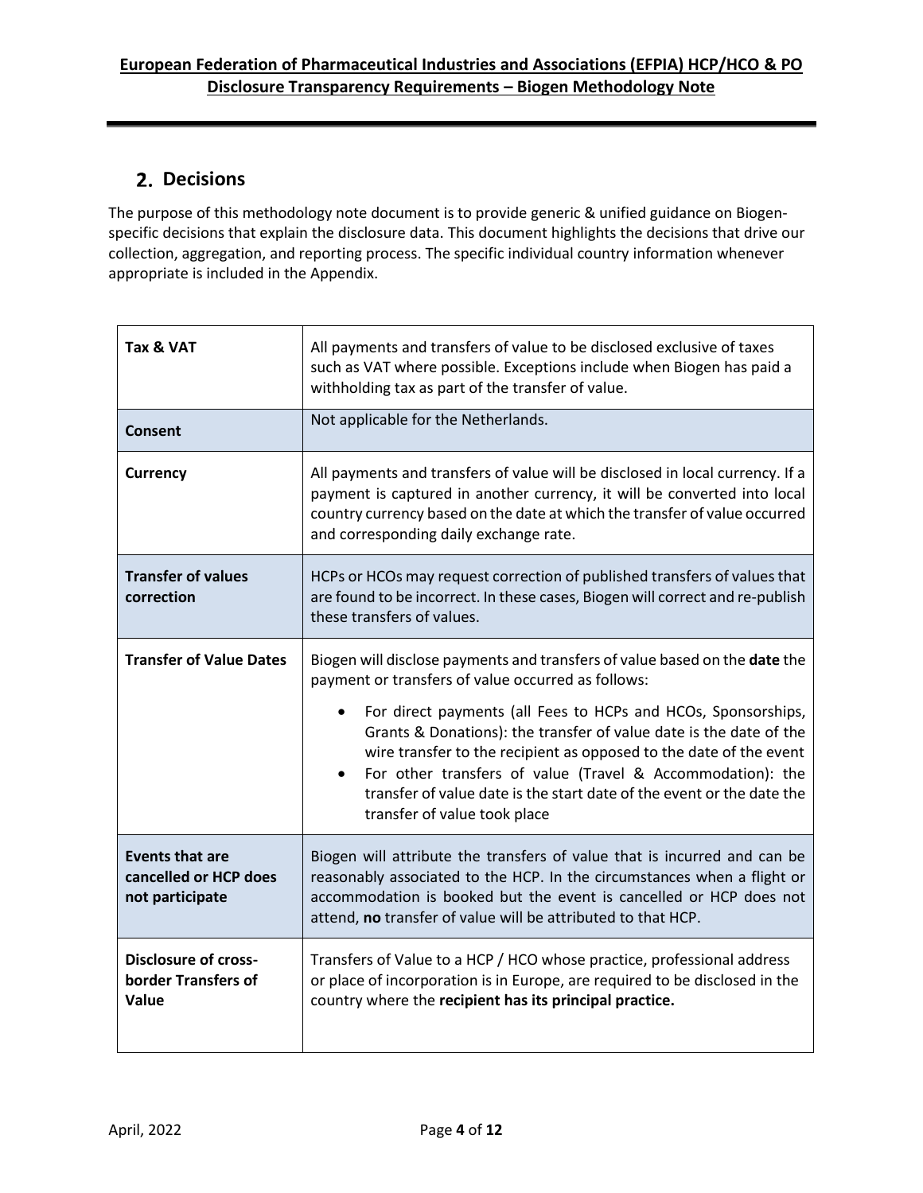## 2. Decisions

The purpose of this methodology note document is to provide generic & unified guidance on Biogen-specific decisions that explain the disclosure data. This document highlights the decisions that drive our collection, aggregation, and reporting process. The specific individual country information whenever appropriate is included in the Appendix.

| | |
|---|---|
| **Tax & VAT** | All payments and transfers of value to be disclosed exclusive of taxes such as VAT where possible. Exceptions include when Biogen has paid a withholding tax as part of the transfer of value. |
| **Consent** | Not applicable for the Netherlands. |
| **Currency** | All payments and transfers of value will be disclosed in local currency. If a payment is captured in another currency, it will be converted into local country currency based on the date at which the transfer of value occurred and corresponding daily exchange rate. |
| **Transfer of values correction** | HCPs or HCOs may request correction of published transfers of values that are found to be incorrect. In these cases, Biogen will correct and re-publish these transfers of values. |
| **Transfer of Value Dates** | Biogen will disclose payments and transfers of value based on the **date** the payment or transfers of value occurred as follows: <br>• For direct payments (all Fees to HCPs and HCOs, Sponsorships, Grants & Donations): the transfer of value date is the date of the wire transfer to the recipient as opposed to the date of the event <br>• For other transfers of value (Travel & Accommodation): the transfer of value date is the start date of the event or the date the transfer of value took place |
| **Events that are cancelled or HCP does not participate** | Biogen will attribute the transfers of value that is incurred and can be reasonably associated to the HCP. In the circumstances when a flight or accommodation is booked but the event is cancelled or HCP does not attend, **no** transfer of value will be attributed to that HCP. |
| **Disclosure of cross-border Transfers of Value** | Transfers of Value to a HCP / HCO whose practice, professional address or place of incorporation is in Europe, are required to be disclosed in the country where the **recipient has its principal practice.** |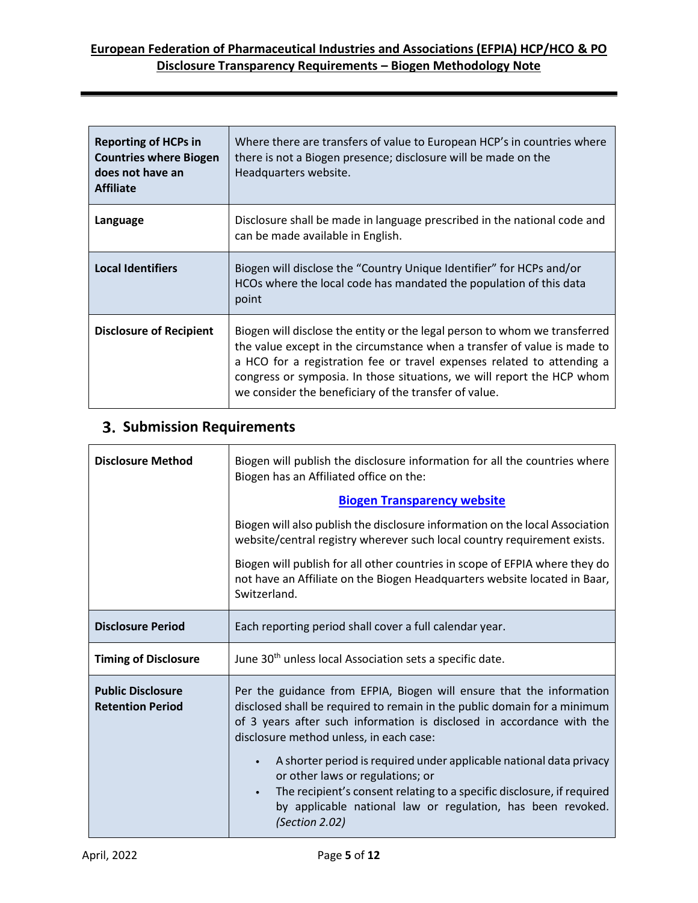| Reporting of HCPs in Countries where Biogen does not have an Affiliate | Where there are transfers of value to European HCP's in countries where there is not a Biogen presence; disclosure will be made on the Headquarters website. |
|---|---|
| **Language** | Disclosure shall be made in language prescribed in the national code and can be made available in English. |
| **Local Identifiers** | Biogen will disclose the "Country Unique Identifier" for HCPs and/or HCOs where the local code has mandated the population of this data point |
| **Disclosure of Recipient** | Biogen will disclose the entity or the legal person to whom we transferred the value except in the circumstance when a transfer of value is made to a HCO for a registration fee or travel expenses related to attending a congress or symposia. In those situations, we will report the HCP whom we consider the beneficiary of the transfer of value. |

## 3. Submission Requirements

| Disclosure Method | Biogen will publish the disclosure information for all the countries where Biogen has an Affiliated office on the: **Biogen Transparency website** Biogen will also publish the disclosure information on the local Association website/central registry wherever such local country requirement exists. Biogen will publish for all other countries in scope of EFPIA where they do not have an Affiliate on the Biogen Headquarters website located in Baar, Switzerland. |
|---|---|
| **Disclosure Period** | Each reporting period shall cover a full calendar year. |
| **Timing of Disclosure** | June 30th unless local Association sets a specific date. |
| **Public Disclosure Retention Period** | Per the guidance from EFPIA, Biogen will ensure that the information disclosed shall be required to remain in the public domain for a minimum of 3 years after such information is disclosed in accordance with the disclosure method unless, in each case: <br>• A shorter period is required under applicable national data privacy or other laws or regulations; or <br>• The recipient's consent relating to a specific disclosure, if required by applicable national law or regulation, has been revoked. *(Section 2.02)* |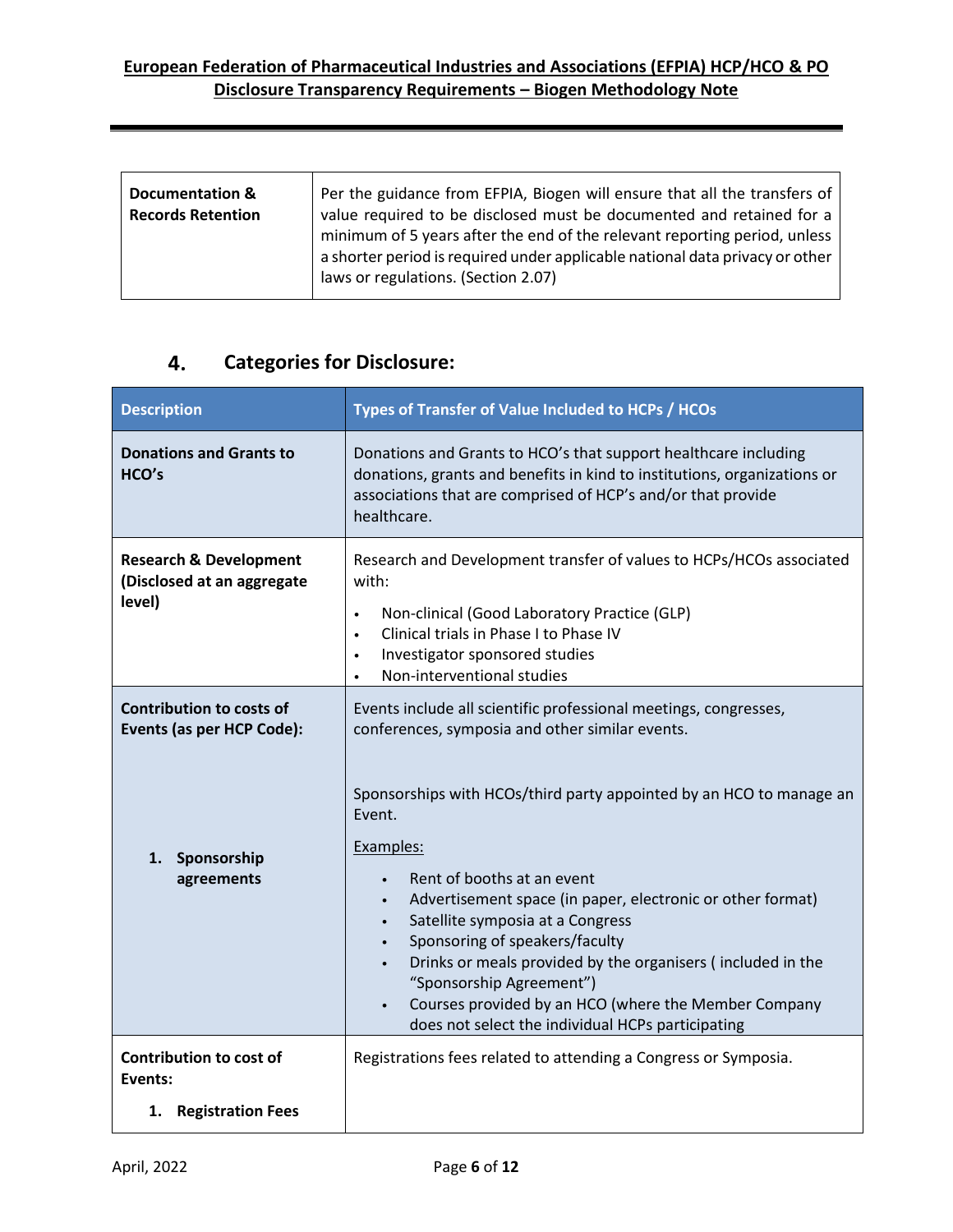| Documentation & Records Retention | Per the guidance from EFPIA, Biogen will ensure that all the transfers of value required to be disclosed must be documented and retained for a minimum of 5 years after the end of the relevant reporting period, unless a shorter period is required under applicable national data privacy or other laws or regulations. (Section 2.07) |
|---|---|

## 4. Categories for Disclosure:

| Description | Types of Transfer of Value Included to HCPs / HCOs |
|---|---|
| **Donations and Grants to HCO's** | Donations and Grants to HCO's that support healthcare including donations, grants and benefits in kind to institutions, organizations or associations that are comprised of HCP's and/or that provide healthcare. |
| **Research & Development (Disclosed at an aggregate level)** | Research and Development transfer of values to HCPs/HCOs associated with:<br>• Non-clinical (Good Laboratory Practice (GLP)<br>• Clinical trials in Phase I to Phase IV<br>• Investigator sponsored studies<br>• Non-interventional studies |
| **Contribution to costs of Events (as per HCP Code):**<br><br>**1. Sponsorship agreements** | Events include all scientific professional meetings, congresses, conferences, symposia and other similar events.<br><br>Sponsorships with HCOs/third party appointed by an HCO to manage an Event.<br><br>Examples:<br>• Rent of booths at an event<br>• Advertisement space (in paper, electronic or other format)<br>• Satellite symposia at a Congress<br>• Sponsoring of speakers/faculty<br>• Drinks or meals provided by the organisers ( included in the "Sponsorship Agreement")<br>• Courses provided by an HCO (where the Member Company does not select the individual HCPs participating |
| **Contribution to cost of Events:**<br><br>**1. Registration Fees** | Registrations fees related to attending a Congress or Symposia. |

April, 2022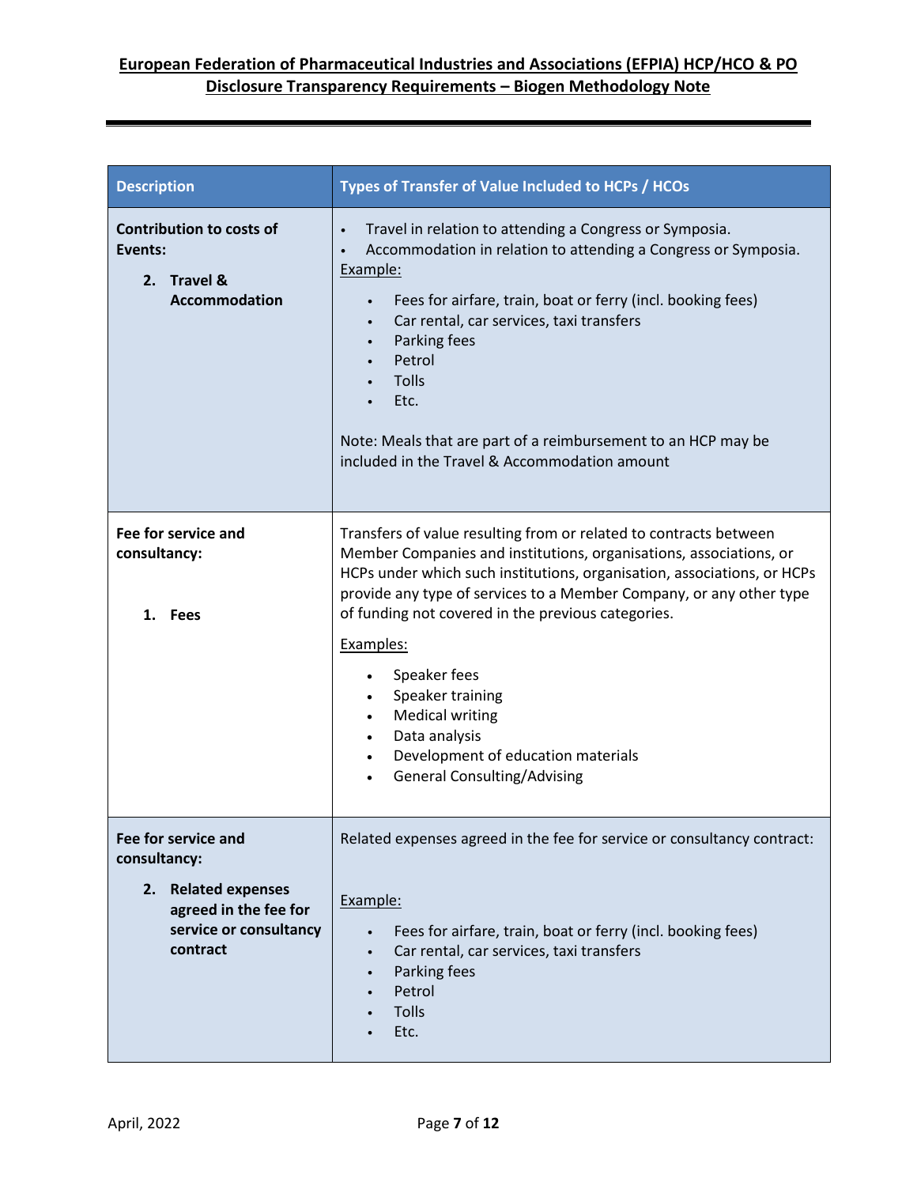| Description | Types of Transfer of Value Included to HCPs / HCOs |
|---|---|
| **Contribution to costs of Events:**<br><br>**2. Travel & Accommodation** | • Travel in relation to attending a Congress or Symposia.<br>• Accommodation in relation to attending a Congress or Symposia.<br><u>Example:</u><br>• Fees for airfare, train, boat or ferry (incl. booking fees)<br>• Car rental, car services, taxi transfers<br>• Parking fees<br>• Petrol<br>• Tolls<br>• Etc.<br><br>Note: Meals that are part of a reimbursement to an HCP may be included in the Travel & Accommodation amount |
| **Fee for service and consultancy:**<br><br>**1. Fees** | Transfers of value resulting from or related to contracts between Member Companies and institutions, organisations, associations, or HCPs under which such institutions, organisation, associations, or HCPs provide any type of services to a Member Company, or any other type of funding not covered in the previous categories.<br><br><u>Examples:</u><br>• Speaker fees<br>• Speaker training<br>• Medical writing<br>• Data analysis<br>• Development of education materials<br>• General Consulting/Advising |
| **Fee for service and consultancy:**<br><br>**2. Related expenses agreed in the fee for service or consultancy contract** | Related expenses agreed in the fee for service or consultancy contract:<br><br><u>Example:</u><br>• Fees for airfare, train, boat or ferry (incl. booking fees)<br>• Car rental, car services, taxi transfers<br>• Parking fees<br>• Petrol<br>• Tolls<br>• Etc. |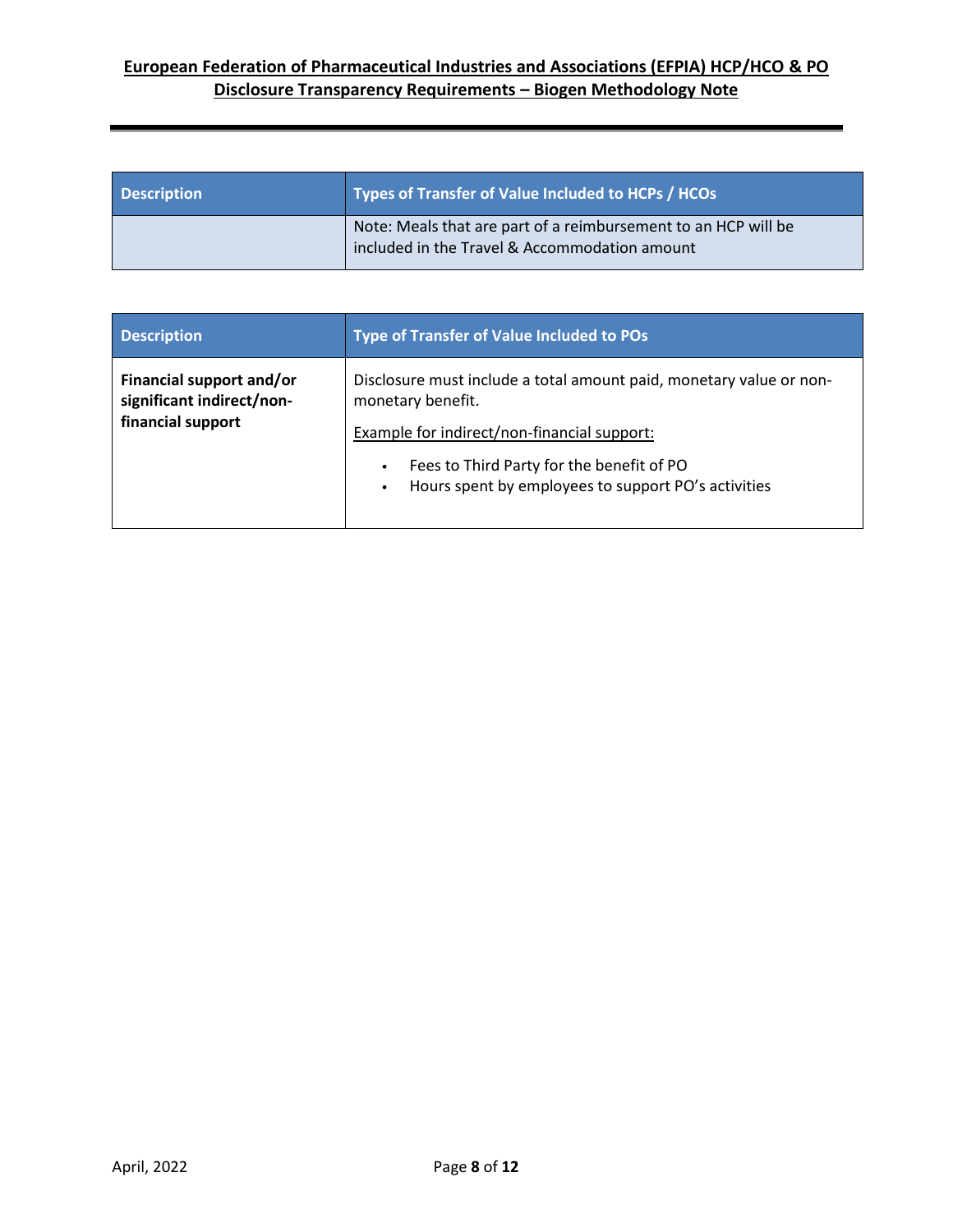| Description | Types of Transfer of Value Included to HCPs / HCOs |
| --- | --- |
| | Note: Meals that are part of a reimbursement to an HCP will be included in the Travel & Accommodation amount |

| Description | Type of Transfer of Value Included to POs |
| --- | --- |
| **Financial support and/or significant indirect/non-financial support** | Disclosure must include a total amount paid, monetary value or non-monetary benefit.<br><br>Example for indirect/non-financial support:<br><br>• Fees to Third Party for the benefit of PO<br>• Hours spent by employees to support PO's activities |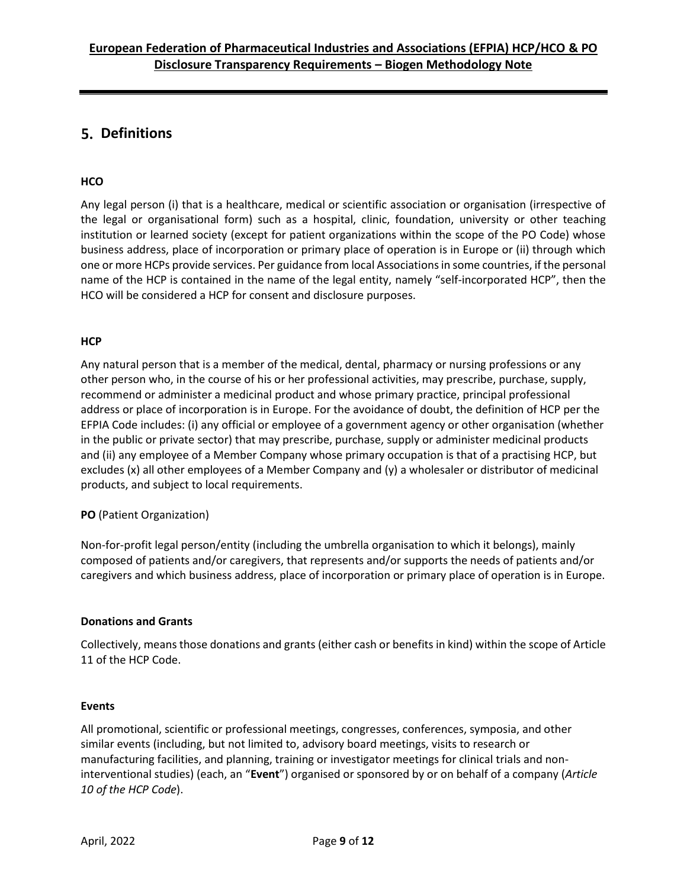## 5. Definitions

**HCO**

Any legal person (i) that is a healthcare, medical or scientific association or organisation (irrespective of the legal or organisational form) such as a hospital, clinic, foundation, university or other teaching institution or learned society (except for patient organizations within the scope of the PO Code) whose business address, place of incorporation or primary place of operation is in Europe or (ii) through which one or more HCPs provide services. Per guidance from local Associations in some countries, if the personal name of the HCP is contained in the name of the legal entity, namely "self-incorporated HCP", then the HCO will be considered a HCP for consent and disclosure purposes.

**HCP**

Any natural person that is a member of the medical, dental, pharmacy or nursing professions or any other person who, in the course of his or her professional activities, may prescribe, purchase, supply, recommend or administer a medicinal product and whose primary practice, principal professional address or place of incorporation is in Europe. For the avoidance of doubt, the definition of HCP per the EFPIA Code includes: (i) any official or employee of a government agency or other organisation (whether in the public or private sector) that may prescribe, purchase, supply or administer medicinal products and (ii) any employee of a Member Company whose primary occupation is that of a practising HCP, but excludes (x) all other employees of a Member Company and (y) a wholesaler or distributor of medicinal products, and subject to local requirements.

**PO** (Patient Organization)

Non-for-profit legal person/entity (including the umbrella organisation to which it belongs), mainly composed of patients and/or caregivers, that represents and/or supports the needs of patients and/or caregivers and which business address, place of incorporation or primary place of operation is in Europe.

**Donations and Grants**

Collectively, means those donations and grants (either cash or benefits in kind) within the scope of Article 11 of the HCP Code.

**Events**

All promotional, scientific or professional meetings, congresses, conferences, symposia, and other similar events (including, but not limited to, advisory board meetings, visits to research or manufacturing facilities, and planning, training or investigator meetings for clinical trials and non-interventional studies) (each, an "**Event**") organised or sponsored by or on behalf of a company (*Article 10 of the HCP Code*).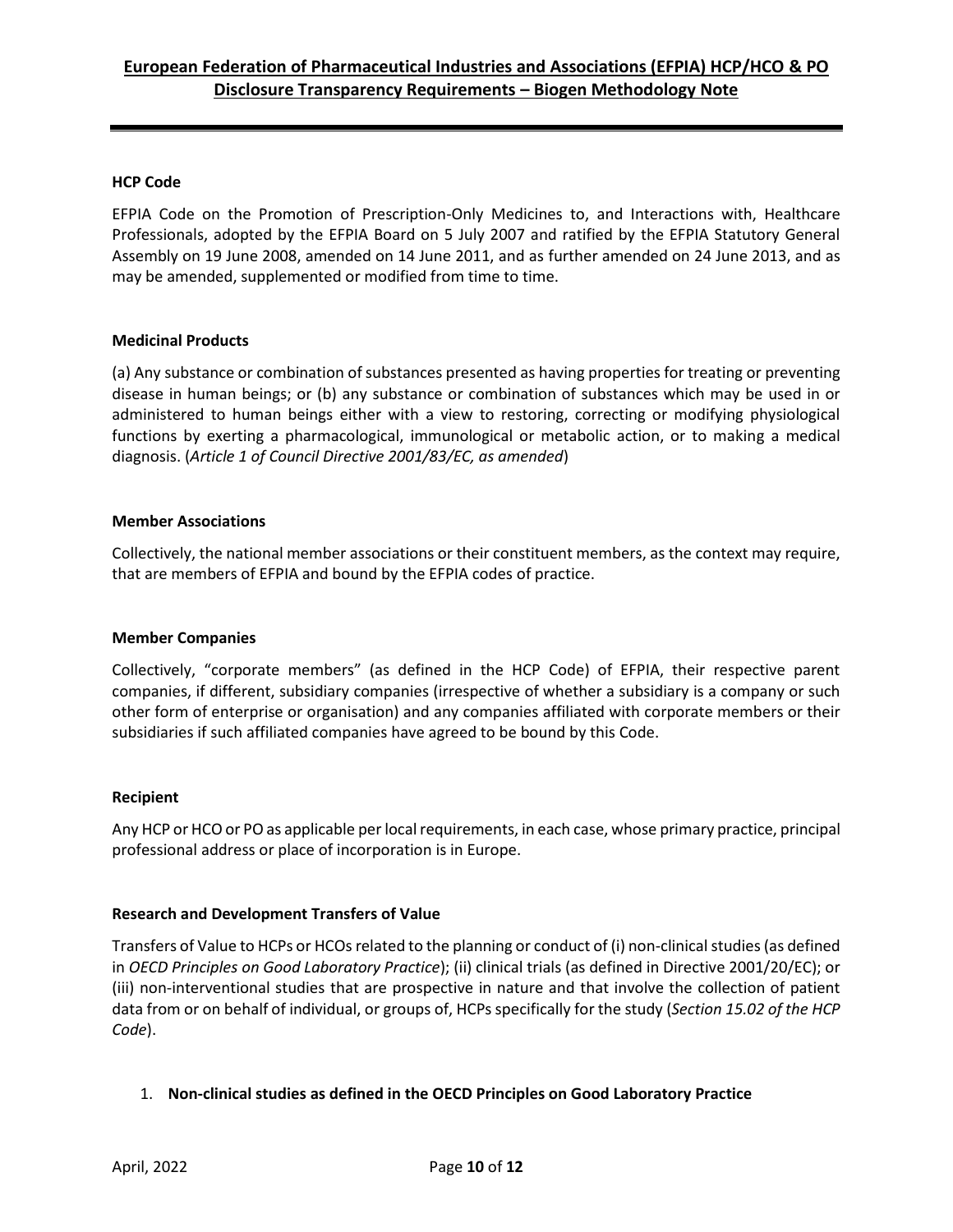**HCP Code**

EFPIA Code on the Promotion of Prescription-Only Medicines to, and Interactions with, Healthcare Professionals, adopted by the EFPIA Board on 5 July 2007 and ratified by the EFPIA Statutory General Assembly on 19 June 2008, amended on 14 June 2011, and as further amended on 24 June 2013, and as may be amended, supplemented or modified from time to time.

**Medicinal Products**

(a) Any substance or combination of substances presented as having properties for treating or preventing disease in human beings; or (b) any substance or combination of substances which may be used in or administered to human beings either with a view to restoring, correcting or modifying physiological functions by exerting a pharmacological, immunological or metabolic action, or to making a medical diagnosis. (*Article 1 of Council Directive 2001/83/EC, as amended*)

**Member Associations**

Collectively, the national member associations or their constituent members, as the context may require, that are members of EFPIA and bound by the EFPIA codes of practice.

**Member Companies**

Collectively, "corporate members" (as defined in the HCP Code) of EFPIA, their respective parent companies, if different, subsidiary companies (irrespective of whether a subsidiary is a company or such other form of enterprise or organisation) and any companies affiliated with corporate members or their subsidiaries if such affiliated companies have agreed to be bound by this Code.

**Recipient**

Any HCP or HCO or PO as applicable per local requirements, in each case, whose primary practice, principal professional address or place of incorporation is in Europe.

**Research and Development Transfers of Value**

Transfers of Value to HCPs or HCOs related to the planning or conduct of (i) non-clinical studies (as defined in *OECD Principles on Good Laboratory Practice*); (ii) clinical trials (as defined in Directive 2001/20/EC); or (iii) non-interventional studies that are prospective in nature and that involve the collection of patient data from or on behalf of individual, or groups of, HCPs specifically for the study (*Section 15.02 of the HCP Code*).

1. **Non-clinical studies as defined in the OECD Principles on Good Laboratory Practice**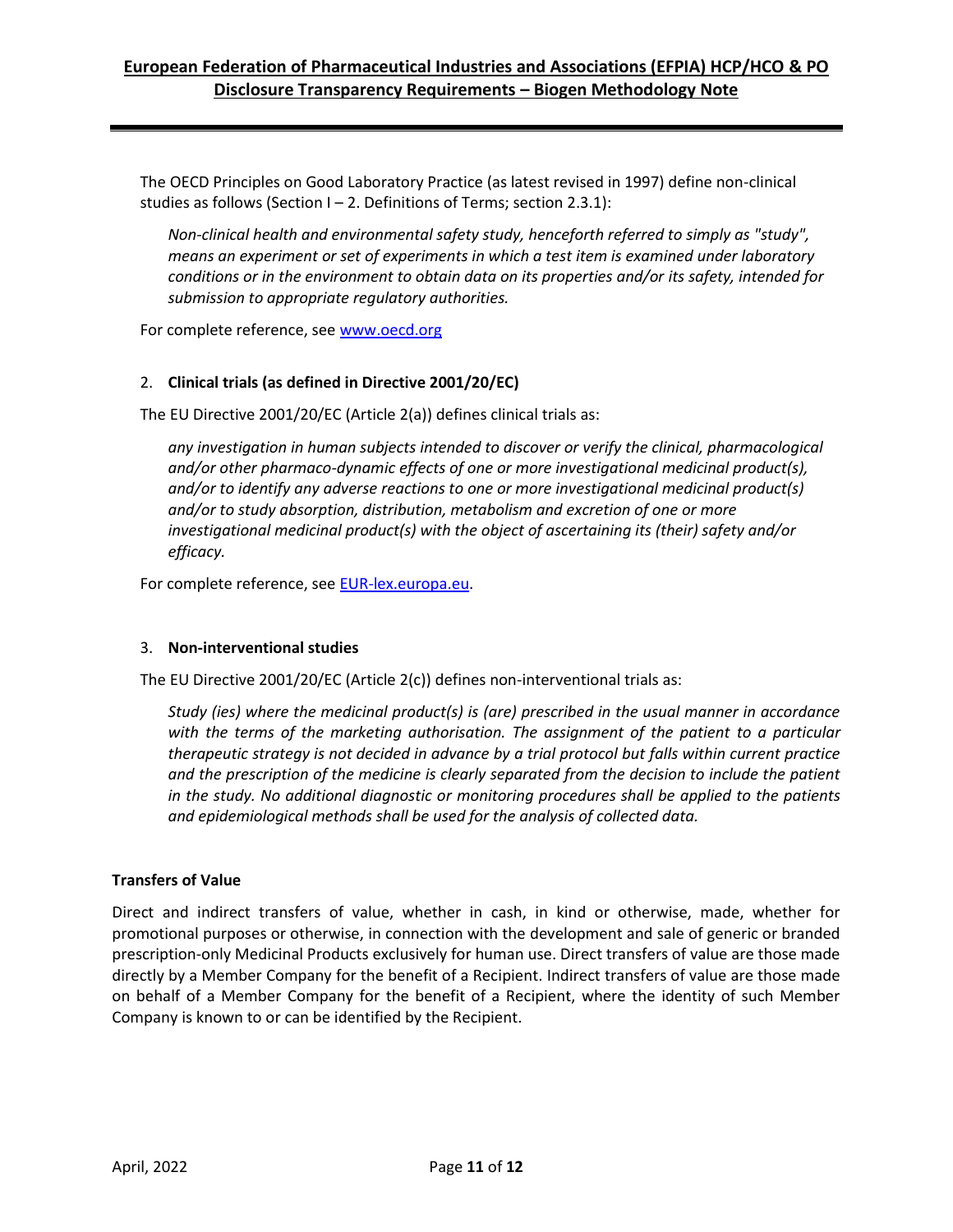The OECD Principles on Good Laboratory Practice (as latest revised in 1997) define non-clinical studies as follows (Section I – 2. Definitions of Terms; section 2.3.1):

> *Non-clinical health and environmental safety study, henceforth referred to simply as "study", means an experiment or set of experiments in which a test item is examined under laboratory conditions or in the environment to obtain data on its properties and/or its safety, intended for submission to appropriate regulatory authorities.*

For complete reference, see [www.oecd.org](www.oecd.org)

2. **Clinical trials (as defined in Directive 2001/20/EC)**

The EU Directive 2001/20/EC (Article 2(a)) defines clinical trials as:

> *any investigation in human subjects intended to discover or verify the clinical, pharmacological and/or other pharmaco-dynamic effects of one or more investigational medicinal product(s), and/or to identify any adverse reactions to one or more investigational medicinal product(s) and/or to study absorption, distribution, metabolism and excretion of one or more investigational medicinal product(s) with the object of ascertaining its (their) safety and/or efficacy.*

For complete reference, see [EUR-lex.europa.eu](EUR-lex.europa.eu).

3. **Non-interventional studies**

The EU Directive 2001/20/EC (Article 2(c)) defines non-interventional trials as:

> *Study (ies) where the medicinal product(s) is (are) prescribed in the usual manner in accordance with the terms of the marketing authorisation. The assignment of the patient to a particular therapeutic strategy is not decided in advance by a trial protocol but falls within current practice and the prescription of the medicine is clearly separated from the decision to include the patient in the study. No additional diagnostic or monitoring procedures shall be applied to the patients and epidemiological methods shall be used for the analysis of collected data.*

**Transfers of Value**

Direct and indirect transfers of value, whether in cash, in kind or otherwise, made, whether for promotional purposes or otherwise, in connection with the development and sale of generic or branded prescription-only Medicinal Products exclusively for human use. Direct transfers of value are those made directly by a Member Company for the benefit of a Recipient. Indirect transfers of value are those made on behalf of a Member Company for the benefit of a Recipient, where the identity of such Member Company is known to or can be identified by the Recipient.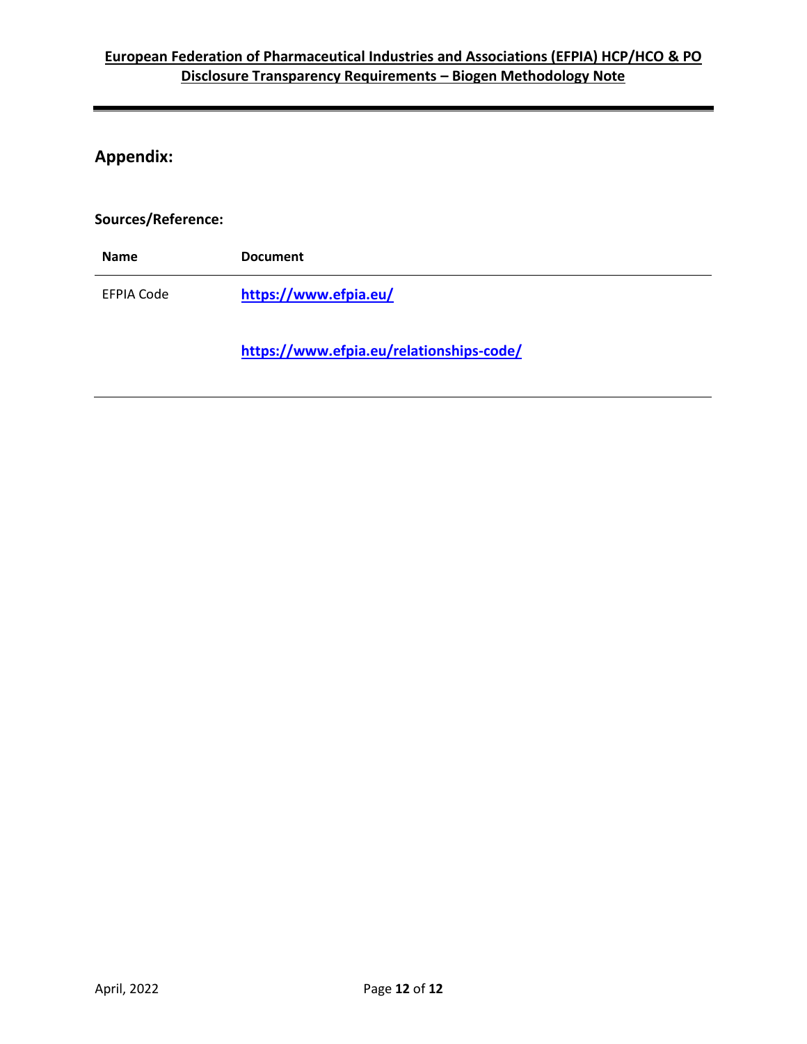## Appendix:

### Sources/Reference:

| Name | Document |
| --- | --- |
| EFPIA Code | **https://www.efpia.eu/**<br><br>**https://www.efpia.eu/relationships-code/** |